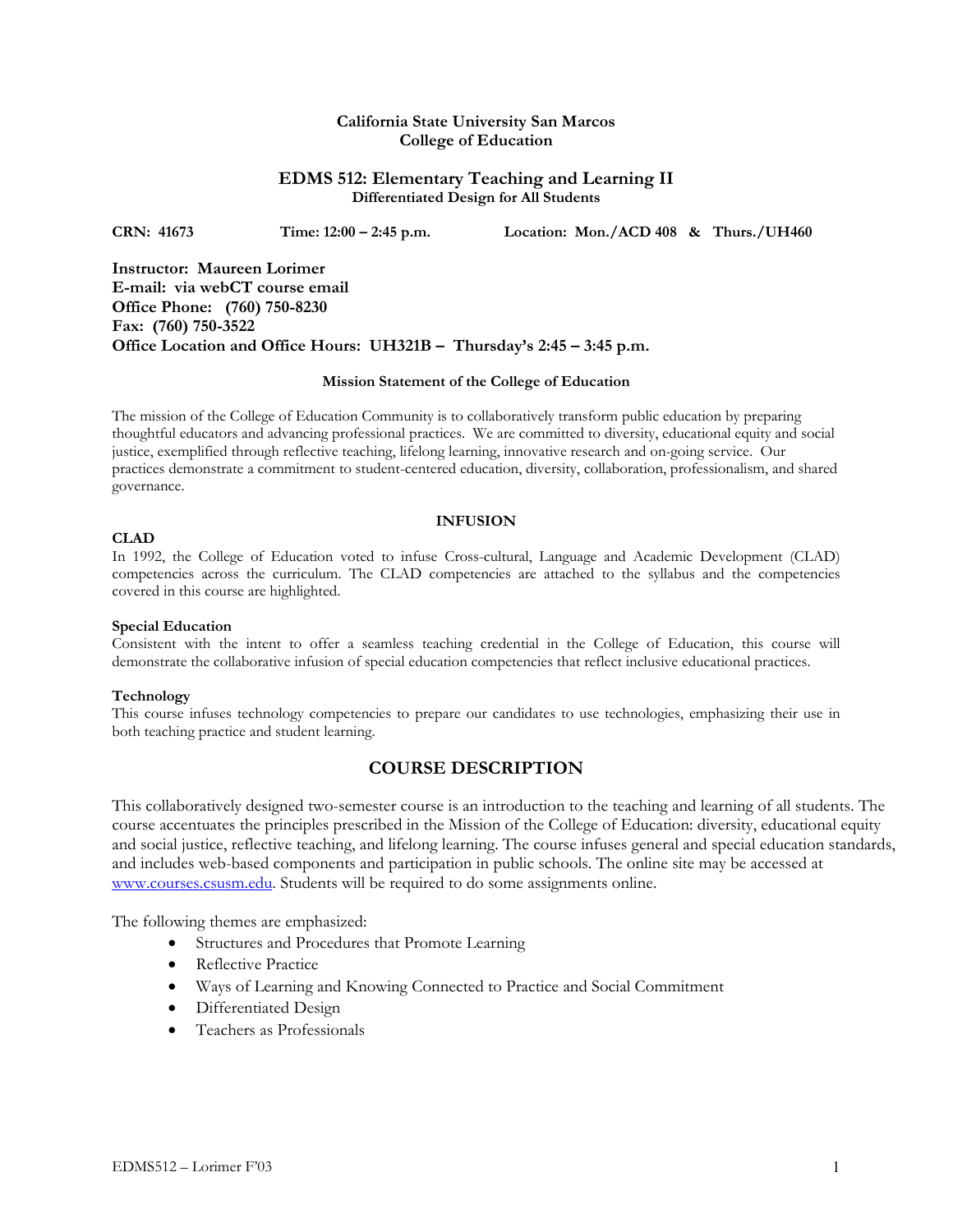**California State University San Marcos**
**College of Education**

# EDMS 512: Elementary Teaching and Learning II

**Differentiated Design for All Students**

**CRN: 41673** **Time: 12:00 – 2:45 p.m.** **Location: Mon./ACD 408 & Thurs./UH460**

**Instructor: Maureen Lorimer**
**E-mail: via webCT course email**
**Office Phone: (760) 750-8230**
**Fax: (760) 750-3522**
**Office Location and Office Hours: UH321B – Thursday's 2:45 – 3:45 p.m.**

### Mission Statement of the College of Education

The mission of the College of Education Community is to collaboratively transform public education by preparing thoughtful educators and advancing professional practices. We are committed to diversity, educational equity and social justice, exemplified through reflective teaching, lifelong learning, innovative research and on-going service. Our practices demonstrate a commitment to student-centered education, diversity, collaboration, professionalism, and shared governance.

### INFUSION

**CLAD**
In 1992, the College of Education voted to infuse Cross-cultural, Language and Academic Development (CLAD) competencies across the curriculum. The CLAD competencies are attached to the syllabus and the competencies covered in this course are highlighted.

**Special Education**
Consistent with the intent to offer a seamless teaching credential in the College of Education, this course will demonstrate the collaborative infusion of special education competencies that reflect inclusive educational practices.

**Technology**
This course infuses technology competencies to prepare our candidates to use technologies, emphasizing their use in both teaching practice and student learning.

## COURSE DESCRIPTION

This collaboratively designed two-semester course is an introduction to the teaching and learning of all students. The course accentuates the principles prescribed in the Mission of the College of Education: diversity, educational equity and social justice, reflective teaching, and lifelong learning. The course infuses general and special education standards, and includes web-based components and participation in public schools. The online site may be accessed at www.courses.csusm.edu. Students will be required to do some assignments online.

The following themes are emphasized:

- Structures and Procedures that Promote Learning
- Reflective Practice
- Ways of Learning and Knowing Connected to Practice and Social Commitment
- Differentiated Design
- Teachers as Professionals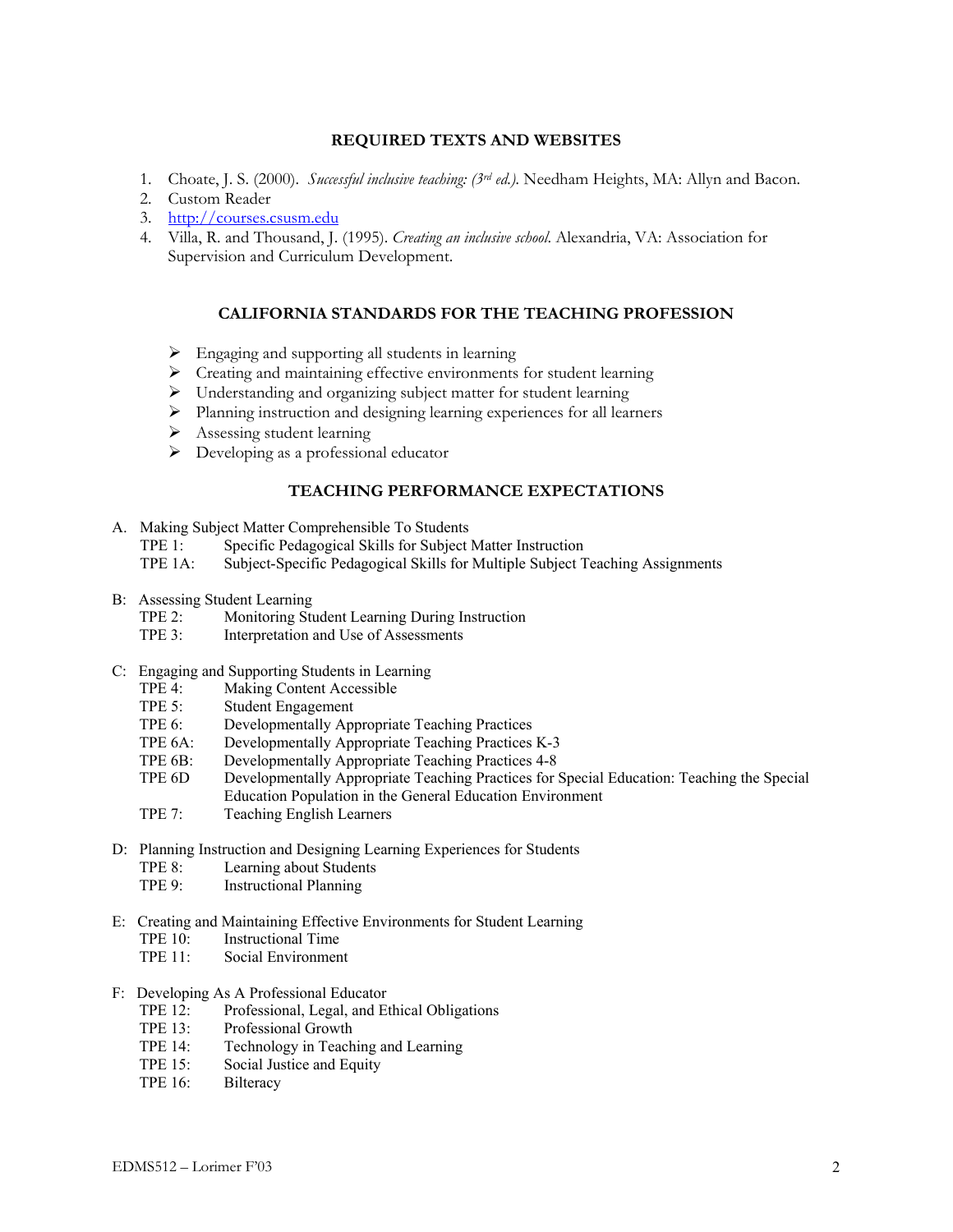## REQUIRED TEXTS AND WEBSITES

1. Choate, J. S. (2000). *Successful inclusive teaching: (3rd ed.).* Needham Heights, MA: Allyn and Bacon.
2. Custom Reader
3. http://courses.csusm.edu
4. Villa, R. and Thousand, J. (1995). *Creating an inclusive school.* Alexandria, VA: Association for Supervision and Curriculum Development.

## CALIFORNIA STANDARDS FOR THE TEACHING PROFESSION

- Engaging and supporting all students in learning
- Creating and maintaining effective environments for student learning
- Understanding and organizing subject matter for student learning
- Planning instruction and designing learning experiences for all learners
- Assessing student learning
- Developing as a professional educator

## TEACHING PERFORMANCE EXPECTATIONS

A. Making Subject Matter Comprehensible To Students
- TPE 1: Specific Pedagogical Skills for Subject Matter Instruction
- TPE 1A: Subject-Specific Pedagogical Skills for Multiple Subject Teaching Assignments

B: Assessing Student Learning
- TPE 2: Monitoring Student Learning During Instruction
- TPE 3: Interpretation and Use of Assessments

C: Engaging and Supporting Students in Learning
- TPE 4: Making Content Accessible
- TPE 5: Student Engagement
- TPE 6: Developmentally Appropriate Teaching Practices
- TPE 6A: Developmentally Appropriate Teaching Practices K-3
- TPE 6B: Developmentally Appropriate Teaching Practices 4-8
- TPE 6D Developmentally Appropriate Teaching Practices for Special Education: Teaching the Special Education Population in the General Education Environment
- TPE 7: Teaching English Learners

D: Planning Instruction and Designing Learning Experiences for Students
- TPE 8: Learning about Students
- TPE 9: Instructional Planning

E: Creating and Maintaining Effective Environments for Student Learning
- TPE 10: Instructional Time
- TPE 11: Social Environment

F: Developing As A Professional Educator
- TPE 12: Professional, Legal, and Ethical Obligations
- TPE 13: Professional Growth
- TPE 14: Technology in Teaching and Learning
- TPE 15: Social Justice and Equity
- TPE 16: Bilteracy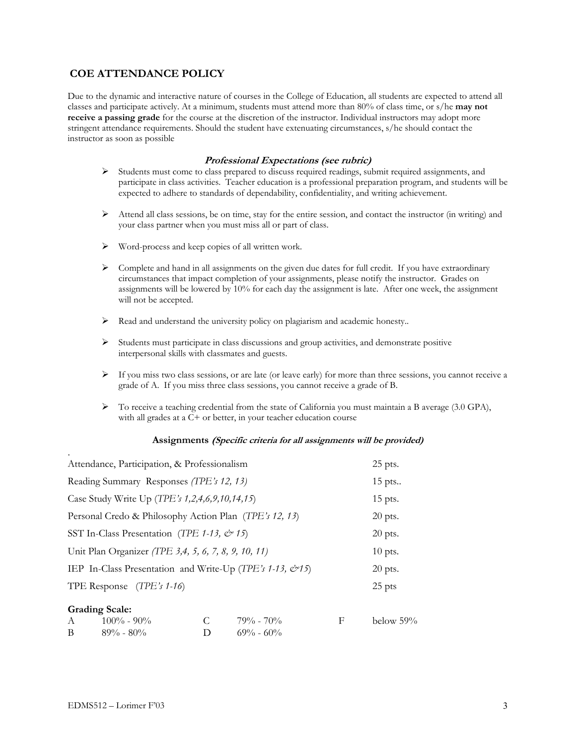## COE ATTENDANCE POLICY

Due to the dynamic and interactive nature of courses in the College of Education, all students are expected to attend all classes and participate actively. At a minimum, students must attend more than 80% of class time, or s/he **may not receive a passing grade** for the course at the discretion of the instructor. Individual instructors may adopt more stringent attendance requirements. Should the student have extenuating circumstances, s/he should contact the instructor as soon as possible

### *Professional Expectations (see rubric)*

- Students must come to class prepared to discuss required readings, submit required assignments, and participate in class activities. Teacher education is a professional preparation program, and students will be expected to adhere to standards of dependability, confidentiality, and writing achievement.
- Attend all class sessions, be on time, stay for the entire session, and contact the instructor (in writing) and your class partner when you must miss all or part of class.
- Word-process and keep copies of all written work.
- Complete and hand in all assignments on the given due dates for full credit. If you have extraordinary circumstances that impact completion of your assignments, please notify the instructor. Grades on assignments will be lowered by 10% for each day the assignment is late. After one week, the assignment will not be accepted.
- Read and understand the university policy on plagiarism and academic honesty..
- Students must participate in class discussions and group activities, and demonstrate positive interpersonal skills with classmates and guests.
- If you miss two class sessions, or are late (or leave early) for more than three sessions, you cannot receive a grade of A. If you miss three class sessions, you cannot receive a grade of B.
- To receive a teaching credential from the state of California you must maintain a B average (3.0 GPA), with all grades at a C+ or better, in your teacher education course

**Assignments** ***(Specific criteria for all assignments will be provided)***

.

| | |
|---|---|
| Attendance, Participation, & Professionalism | 25 pts. |
| Reading Summary Responses *(TPE's 12, 13)* | 15 pts.. |
| Case Study Write Up (*TPE's 1,2,4,6,9,10,14,15*) | 15 pts. |
| Personal Credo & Philosophy Action Plan (*TPE's 12, 13*) | 20 pts. |
| SST In-Class Presentation (*TPE 1-13, & 15*) | 20 pts. |
| Unit Plan Organizer *(TPE 3,4, 5, 6, 7, 8, 9, 10, 11)* | 10 pts. |
| IEP In-Class Presentation and Write-Up (*TPE's 1-13, &15*) | 20 pts. |
| TPE Response (*TPE's 1-16*) | 25 pts |

**Grading Scale:**

| | | | | | |
|---|---|---|---|---|---|
| A | 100% - 90% | C | 79% - 70% | F | below 59% |
| B | 89% - 80% | D | 69% - 60% | | |